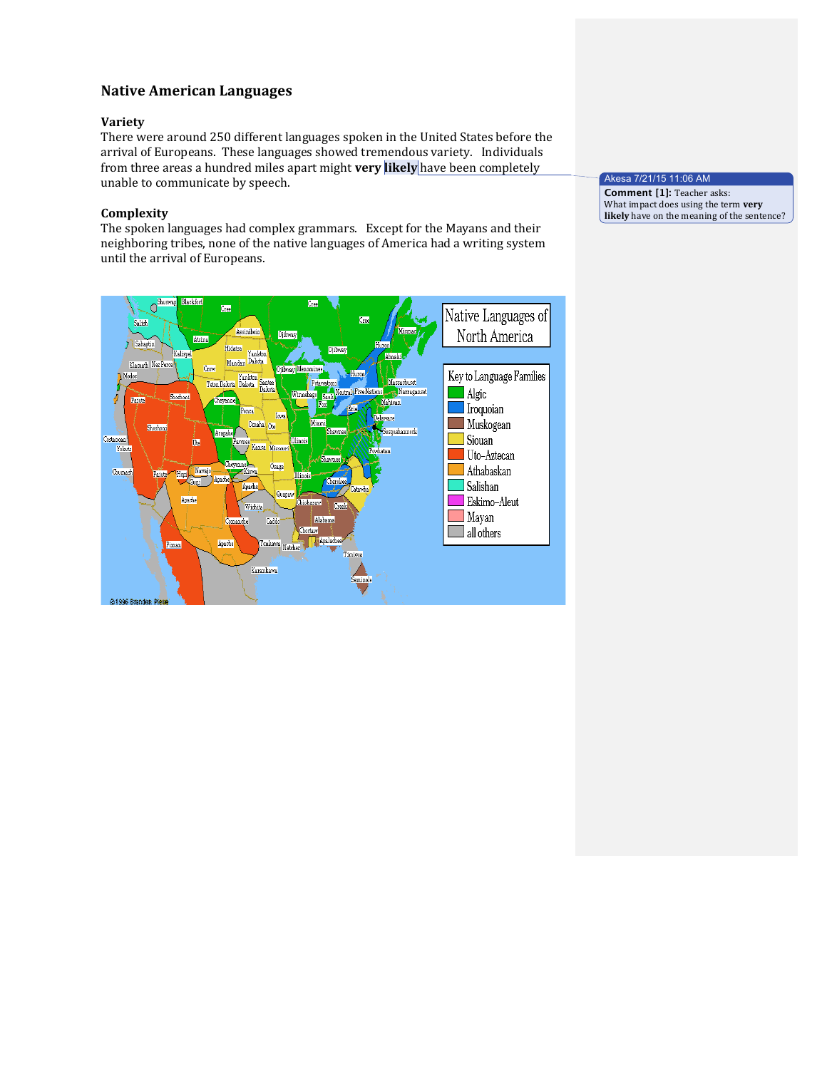## Native American Languages

### Variety

There were around 250 different languages spoken in the United States before the arrival of Europeans. These languages showed tremendous variety. Individuals from three areas a hundred miles apart might **very likely** have been completely unable to communicate by speech.

> **Akesa 7/21/15 11:06 AM**
> **Comment [1]:** Teacher asks: What impact does using the term **very likely** have on the meaning of the sentence?

### Complexity

The spoken languages had complex grammars. Except for the Mayans and their neighboring tribes, none of the native languages of America had a writing system until the arrival of Europeans.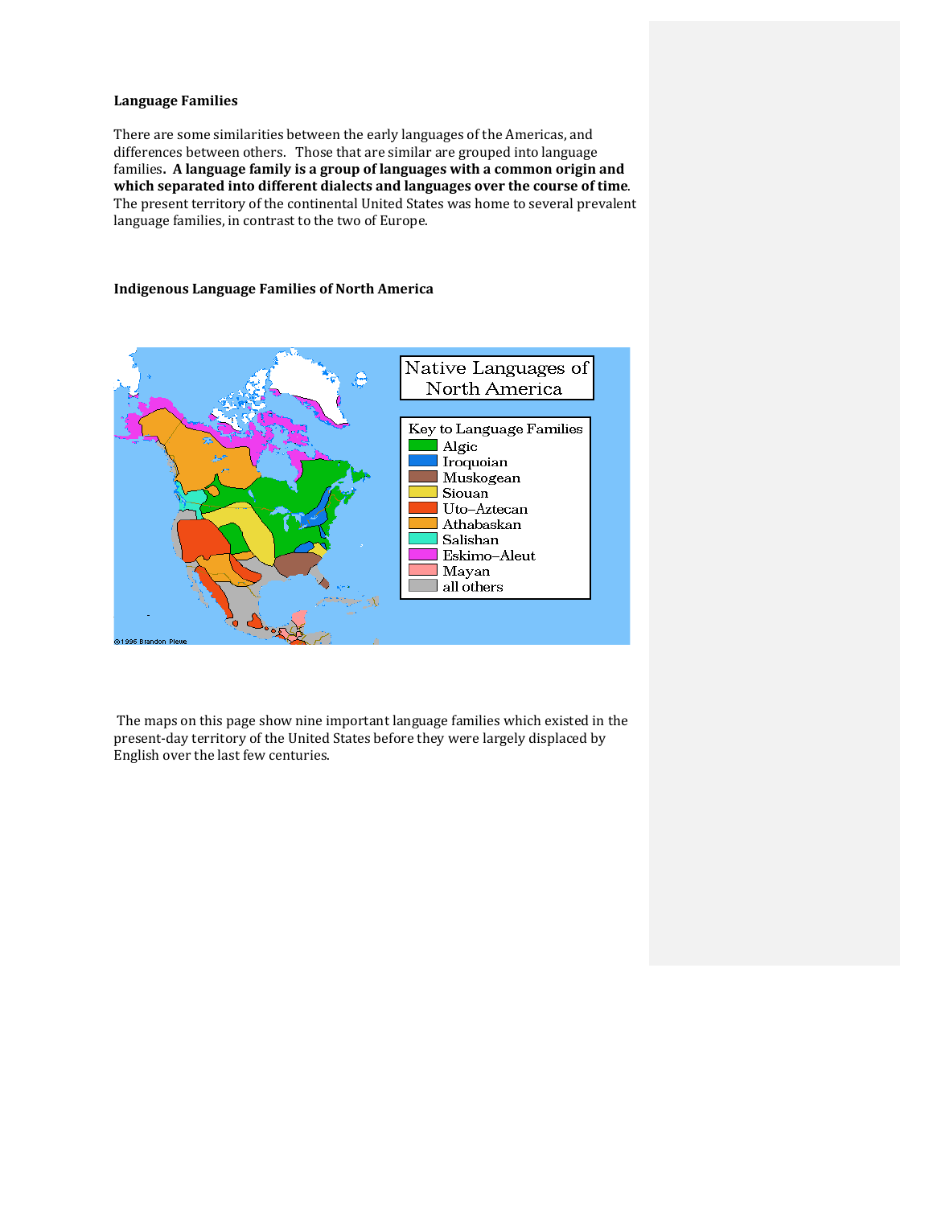**Language Families**

There are some similarities between the early languages of the Americas, and differences between others. Those that are similar are grouped into language families**. A language family is a group of languages with a common origin and which separated into different dialects and languages over the course of time**. The present territory of the continental United States was home to several prevalent language families, in contrast to the two of Europe.

**Indigenous Language Families of North America**

The maps on this page show nine important language families which existed in the present-day territory of the United States before they were largely displaced by English over the last few centuries.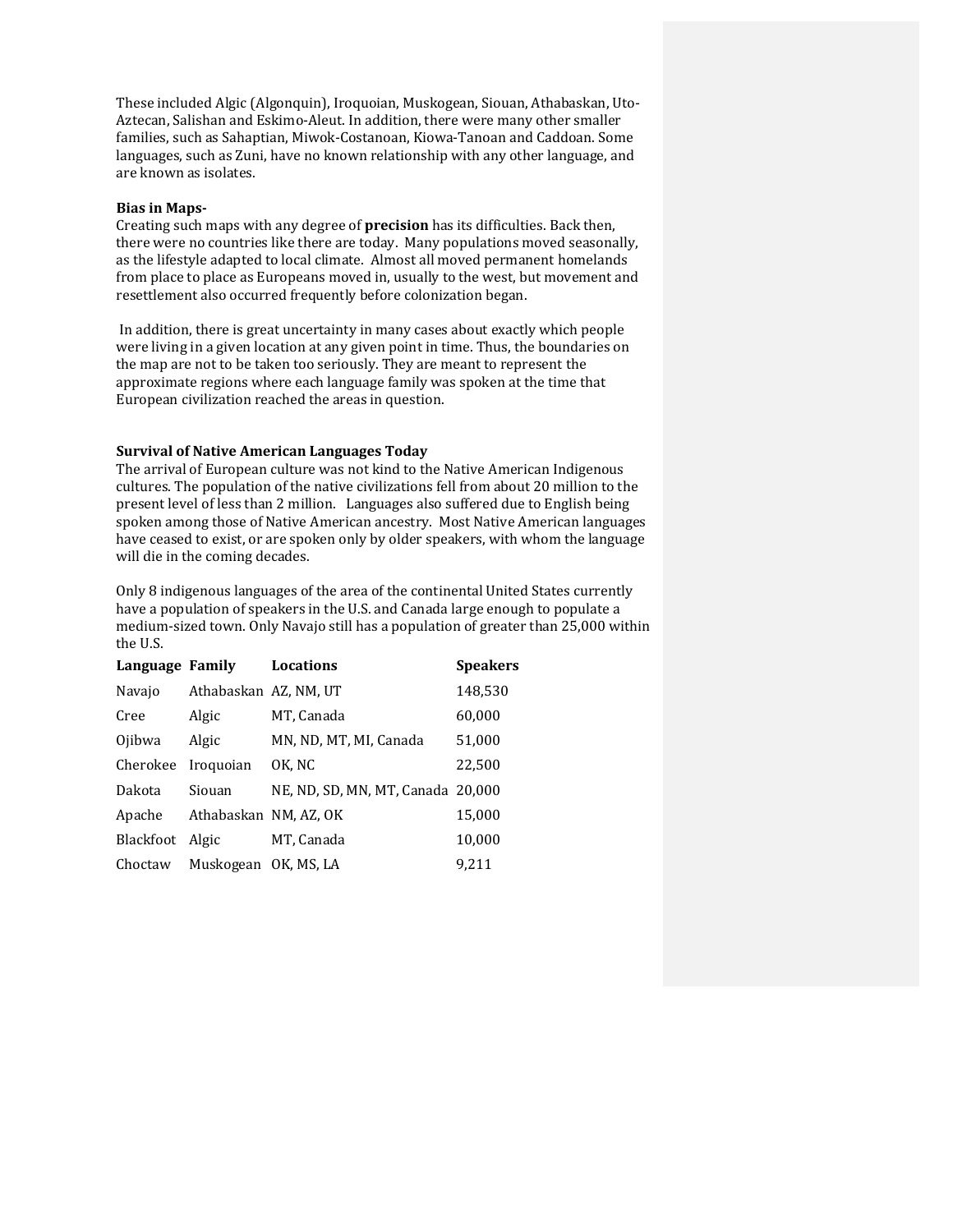These included Algic (Algonquin), Iroquoian, Muskogean, Siouan, Athabaskan, Uto-Aztecan, Salishan and Eskimo-Aleut. In addition, there were many other smaller families, such as Sahaptian, Miwok-Costanoan, Kiowa-Tanoan and Caddoan. Some languages, such as Zuni, have no known relationship with any other language, and are known as isolates.

**Bias in Maps-**

Creating such maps with any degree of **precision** has its difficulties. Back then, there were no countries like there are today. Many populations moved seasonally, as the lifestyle adapted to local climate. Almost all moved permanent homelands from place to place as Europeans moved in, usually to the west, but movement and resettlement also occurred frequently before colonization began.

In addition, there is great uncertainty in many cases about exactly which people were living in a given location at any given point in time. Thus, the boundaries on the map are not to be taken too seriously. They are meant to represent the approximate regions where each language family was spoken at the time that European civilization reached the areas in question.

**Survival of Native American Languages Today**

The arrival of European culture was not kind to the Native American Indigenous cultures. The population of the native civilizations fell from about 20 million to the present level of less than 2 million. Languages also suffered due to English being spoken among those of Native American ancestry. Most Native American languages have ceased to exist, or are spoken only by older speakers, with whom the language will die in the coming decades.

Only 8 indigenous languages of the area of the continental United States currently have a population of speakers in the U.S. and Canada large enough to populate a medium-sized town. Only Navajo still has a population of greater than 25,000 within the U.S.

| Language | Family | Locations | Speakers |
|---|---|---|---|
| Navajo | Athabaskan | AZ, NM, UT | 148,530 |
| Cree | Algic | MT, Canada | 60,000 |
| Ojibwa | Algic | MN, ND, MT, MI, Canada | 51,000 |
| Cherokee | Iroquoian | OK, NC | 22,500 |
| Dakota | Siouan | NE, ND, SD, MN, MT, Canada | 20,000 |
| Apache | Athabaskan | NM, AZ, OK | 15,000 |
| Blackfoot | Algic | MT, Canada | 10,000 |
| Choctaw | Muskogean | OK, MS, LA | 9,211 |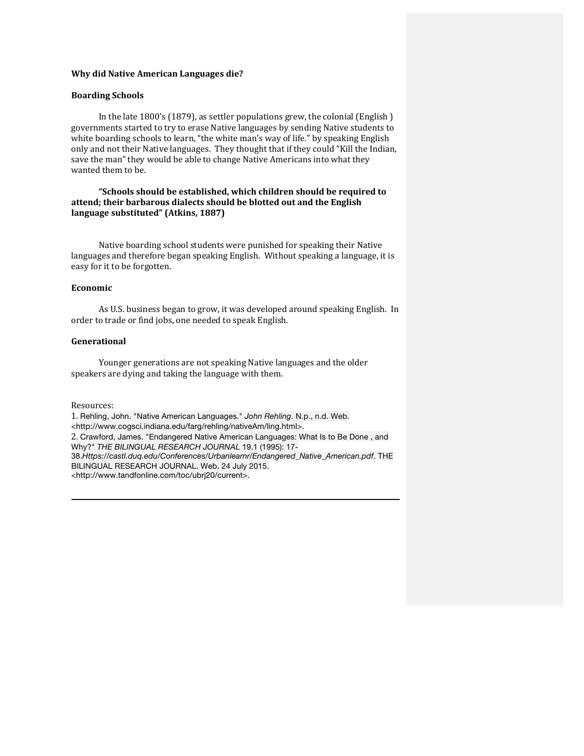**Why did Native American Languages die?**

**Boarding Schools**

In the late 1800's (1879), as settler populations grew, the colonial (English ) governments started to try to erase Native languages by sending Native students to white boarding schools to learn, "the white man's way of life." by speaking English only and not their Native languages. They thought that if they could "Kill the Indian, save the man" they would be able to change Native Americans into what they wanted them to be.

**"Schools should be established, which children should be required to attend; their barbarous dialects should be blotted out and the English language substituted" (Atkins, 1887)**

Native boarding school students were punished for speaking their Native languages and therefore began speaking English. Without speaking a language, it is easy for it to be forgotten.

**Economic**

As U.S. business began to grow, it was developed around speaking English. In order to trade or find jobs, one needed to speak English.

**Generational**

Younger generations are not speaking Native languages and the older speakers are dying and taking the language with them.

Resources:

1. Rehling, John. "Native American Languages." *John Rehling*. N.p., n.d. Web. <http://www.cogsci.indiana.edu/farg/rehling/nativeAm/ling.html>.
2. Crawford, James. "Endangered Native American Languages: What Is to Be Done , and Why?" *THE BILINGUAL RESEARCH JOURNAL* 19.1 (1995): 17-38.*Https://castl.duq.edu/Conferences/Urbanlearnr/Endangered_Native_American.pdf*. THE BILINGUAL RESEARCH JOURNAL. Web. 24 July 2015. <http://www.tandfonline.com/toc/ubrj20/current>.